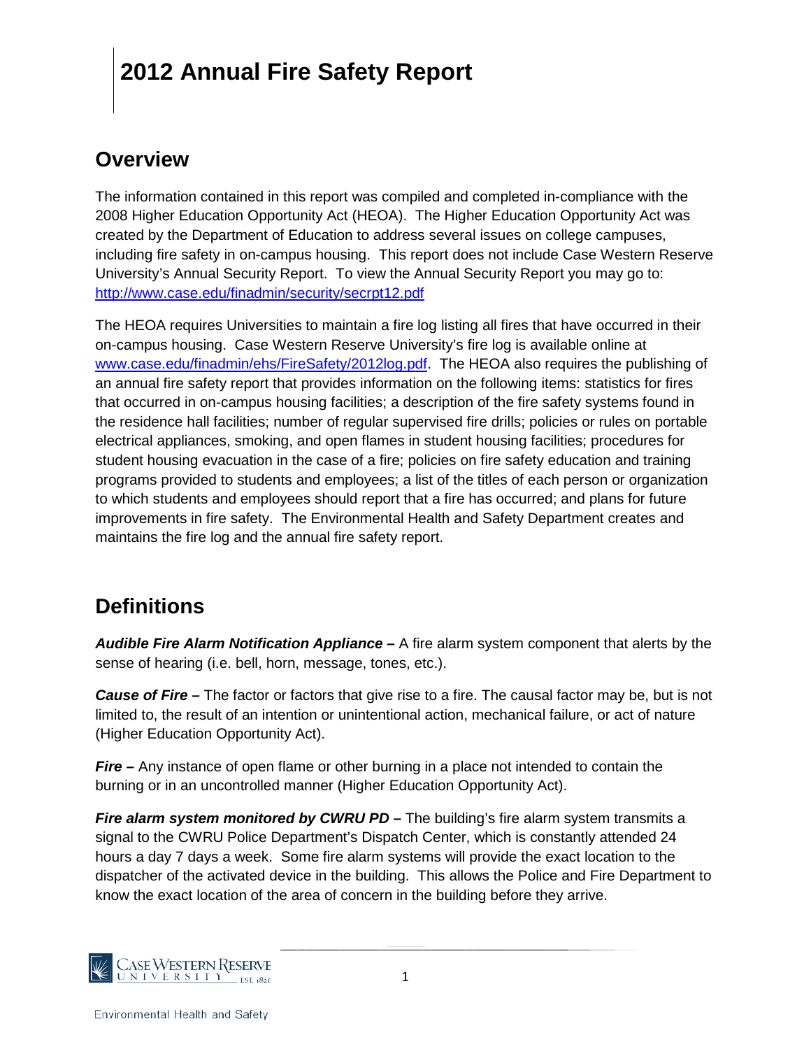# 2012 Annual Fire Safety Report

## Overview

The information contained in this report was compiled and completed in-compliance with the 2008 Higher Education Opportunity Act (HEOA). The Higher Education Opportunity Act was created by the Department of Education to address several issues on college campuses, including fire safety in on-campus housing. This report does not include Case Western Reserve University's Annual Security Report. To view the Annual Security Report you may go to: http://www.case.edu/finadmin/security/secrpt12.pdf

The HEOA requires Universities to maintain a fire log listing all fires that have occurred in their on-campus housing. Case Western Reserve University's fire log is available online at www.case.edu/finadmin/ehs/FireSafety/2012log.pdf. The HEOA also requires the publishing of an annual fire safety report that provides information on the following items: statistics for fires that occurred in on-campus housing facilities; a description of the fire safety systems found in the residence hall facilities; number of regular supervised fire drills; policies or rules on portable electrical appliances, smoking, and open flames in student housing facilities; procedures for student housing evacuation in the case of a fire; policies on fire safety education and training programs provided to students and employees; a list of the titles of each person or organization to which students and employees should report that a fire has occurred; and plans for future improvements in fire safety. The Environmental Health and Safety Department creates and maintains the fire log and the annual fire safety report.

## Definitions

***Audible Fire Alarm Notification Appliance –*** A fire alarm system component that alerts by the sense of hearing (i.e. bell, horn, message, tones, etc.).

***Cause of Fire –*** The factor or factors that give rise to a fire. The causal factor may be, but is not limited to, the result of an intention or unintentional action, mechanical failure, or act of nature (Higher Education Opportunity Act).

***Fire –*** Any instance of open flame or other burning in a place not intended to contain the burning or in an uncontrolled manner (Higher Education Opportunity Act).

***Fire alarm system monitored by CWRU PD –*** The building's fire alarm system transmits a signal to the CWRU Police Department's Dispatch Center, which is constantly attended 24 hours a day 7 days a week. Some fire alarm systems will provide the exact location to the dispatcher of the activated device in the building. This allows the Police and Fire Department to know the exact location of the area of concern in the building before they arrive.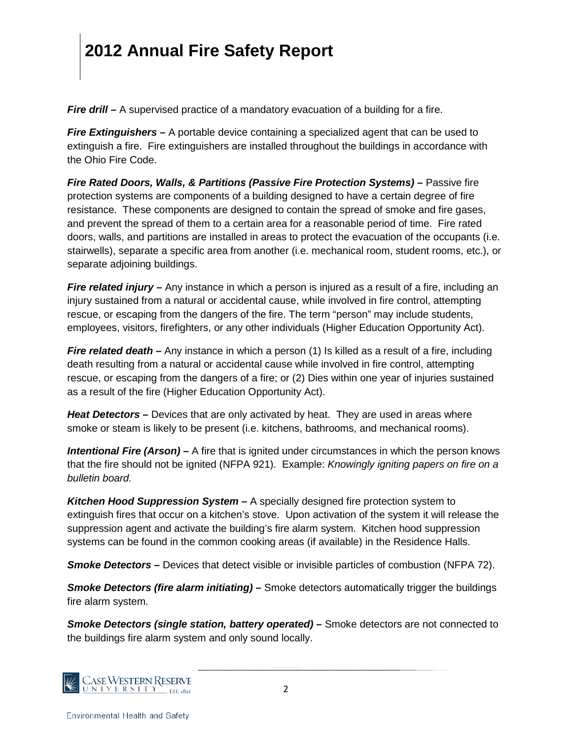**_Fire drill –_** A supervised practice of a mandatory evacuation of a building for a fire.

**_Fire Extinguishers –_** A portable device containing a specialized agent that can be used to extinguish a fire. Fire extinguishers are installed throughout the buildings in accordance with the Ohio Fire Code.

**_Fire Rated Doors, Walls, & Partitions (Passive Fire Protection Systems) –_** Passive fire protection systems are components of a building designed to have a certain degree of fire resistance. These components are designed to contain the spread of smoke and fire gases, and prevent the spread of them to a certain area for a reasonable period of time. Fire rated doors, walls, and partitions are installed in areas to protect the evacuation of the occupants (i.e. stairwells), separate a specific area from another (i.e. mechanical room, student rooms, etc.), or separate adjoining buildings.

**_Fire related injury –_** Any instance in which a person is injured as a result of a fire, including an injury sustained from a natural or accidental cause, while involved in fire control, attempting rescue, or escaping from the dangers of the fire. The term "person" may include students, employees, visitors, firefighters, or any other individuals (Higher Education Opportunity Act).

**_Fire related death –_** Any instance in which a person (1) Is killed as a result of a fire, including death resulting from a natural or accidental cause while involved in fire control, attempting rescue, or escaping from the dangers of a fire; or (2) Dies within one year of injuries sustained as a result of the fire (Higher Education Opportunity Act).

**_Heat Detectors –_** Devices that are only activated by heat. They are used in areas where smoke or steam is likely to be present (i.e. kitchens, bathrooms, and mechanical rooms).

**_Intentional Fire (Arson) –_** A fire that is ignited under circumstances in which the person knows that the fire should not be ignited (NFPA 921). Example: *Knowingly igniting papers on fire on a bulletin board.*

**_Kitchen Hood Suppression System –_** A specially designed fire protection system to extinguish fires that occur on a kitchen's stove. Upon activation of the system it will release the suppression agent and activate the building's fire alarm system. Kitchen hood suppression systems can be found in the common cooking areas (if available) in the Residence Halls.

**_Smoke Detectors –_** Devices that detect visible or invisible particles of combustion (NFPA 72).

**_Smoke Detectors (fire alarm initiating) –_** Smoke detectors automatically trigger the buildings fire alarm system.

**_Smoke Detectors (single station, battery operated) –_** Smoke detectors are not connected to the buildings fire alarm system and only sound locally.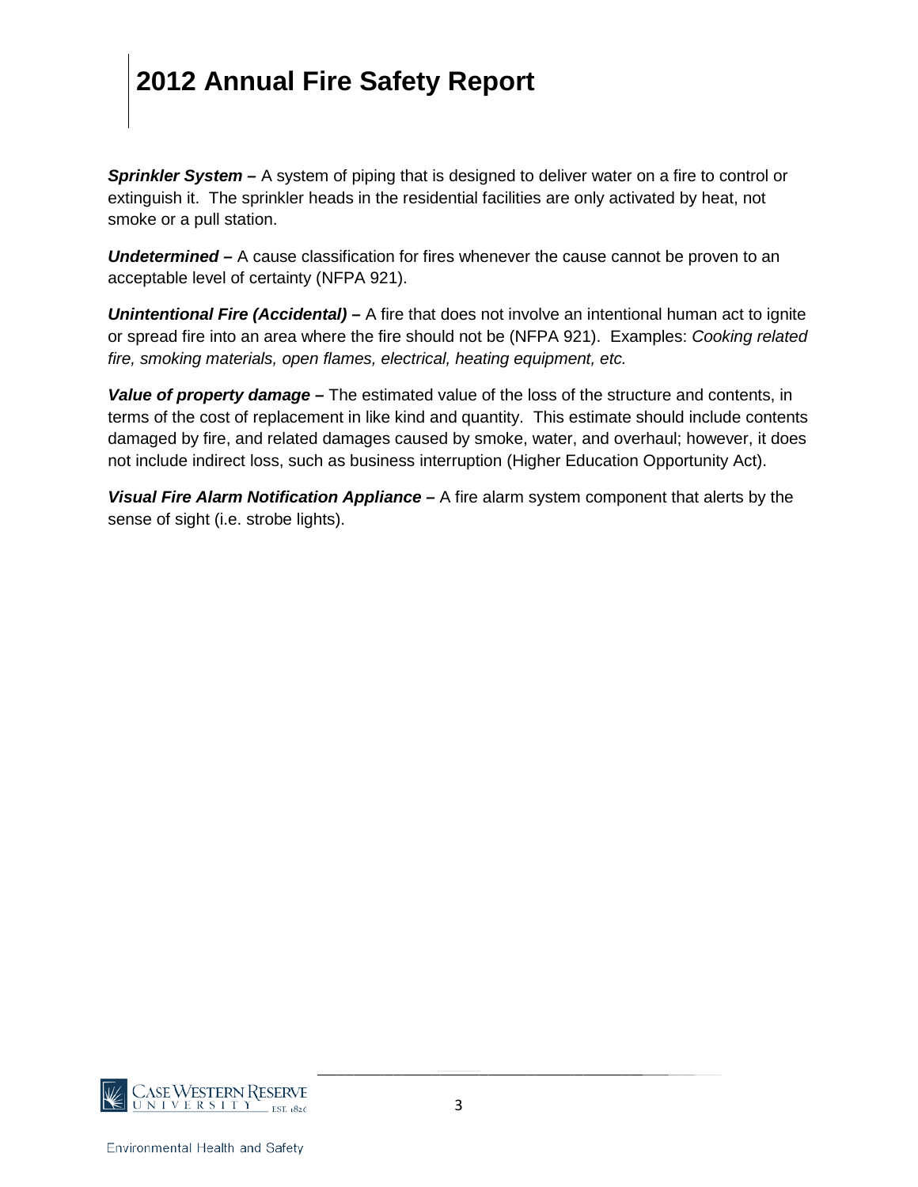***Sprinkler System –*** A system of piping that is designed to deliver water on a fire to control or extinguish it. The sprinkler heads in the residential facilities are only activated by heat, not smoke or a pull station.

***Undetermined –*** A cause classification for fires whenever the cause cannot be proven to an acceptable level of certainty (NFPA 921).

***Unintentional Fire (Accidental) –*** A fire that does not involve an intentional human act to ignite or spread fire into an area where the fire should not be (NFPA 921). Examples: *Cooking related fire, smoking materials, open flames, electrical, heating equipment, etc.*

***Value of property damage –*** The estimated value of the loss of the structure and contents, in terms of the cost of replacement in like kind and quantity. This estimate should include contents damaged by fire, and related damages caused by smoke, water, and overhaul; however, it does not include indirect loss, such as business interruption (Higher Education Opportunity Act).

***Visual Fire Alarm Notification Appliance –*** A fire alarm system component that alerts by the sense of sight (i.e. strobe lights).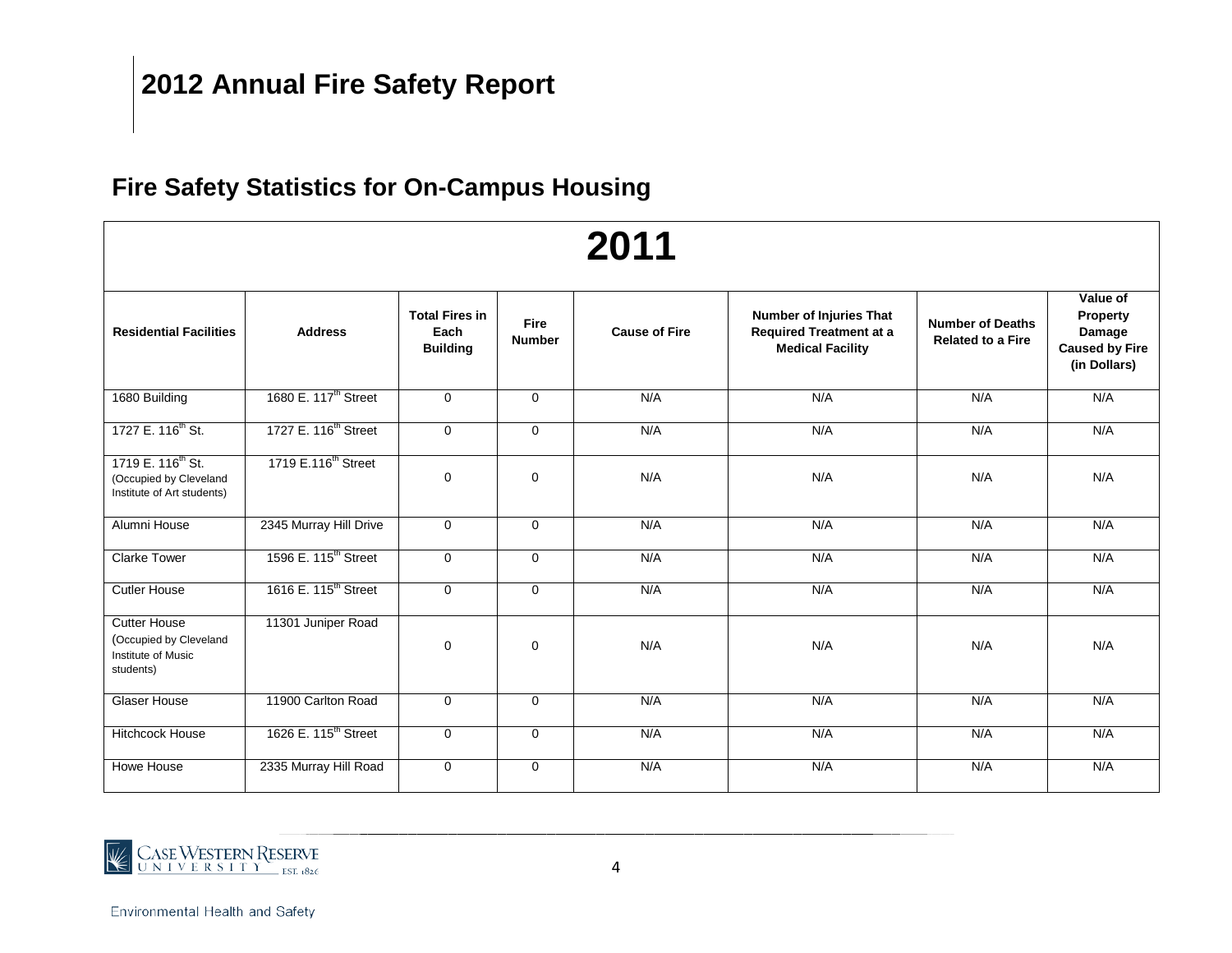# 2012 Annual Fire Safety Report

## Fire Safety Statistics for On-Campus Housing

| 2011 | | | | | | | |
|---|---|---|---|---|---|---|---|
| **Residential Facilities** | **Address** | **Total Fires in Each Building** | **Fire Number** | **Cause of Fire** | **Number of Injuries That Required Treatment at a Medical Facility** | **Number of Deaths Related to a Fire** | **Value of Property Damage Caused by Fire (in Dollars)** |
| 1680 Building | 1680 E. 117th Street | 0 | 0 | N/A | N/A | N/A | N/A |
| 1727 E. 116th St. | 1727 E. 116th Street | 0 | 0 | N/A | N/A | N/A | N/A |
| 1719 E. 116th St. (Occupied by Cleveland Institute of Art students) | 1719 E.116th Street | 0 | 0 | N/A | N/A | N/A | N/A |
| Alumni House | 2345 Murray Hill Drive | 0 | 0 | N/A | N/A | N/A | N/A |
| Clarke Tower | 1596 E. 115th Street | 0 | 0 | N/A | N/A | N/A | N/A |
| Cutler House | 1616 E. 115th Street | 0 | 0 | N/A | N/A | N/A | N/A |
| Cutter House (Occupied by Cleveland Institute of Music students) | 11301 Juniper Road | 0 | 0 | N/A | N/A | N/A | N/A |
| Glaser House | 11900 Carlton Road | 0 | 0 | N/A | N/A | N/A | N/A |
| Hitchcock House | 1626 E. 115th Street | 0 | 0 | N/A | N/A | N/A | N/A |
| Howe House | 2335 Murray Hill Road | 0 | 0 | N/A | N/A | N/A | N/A |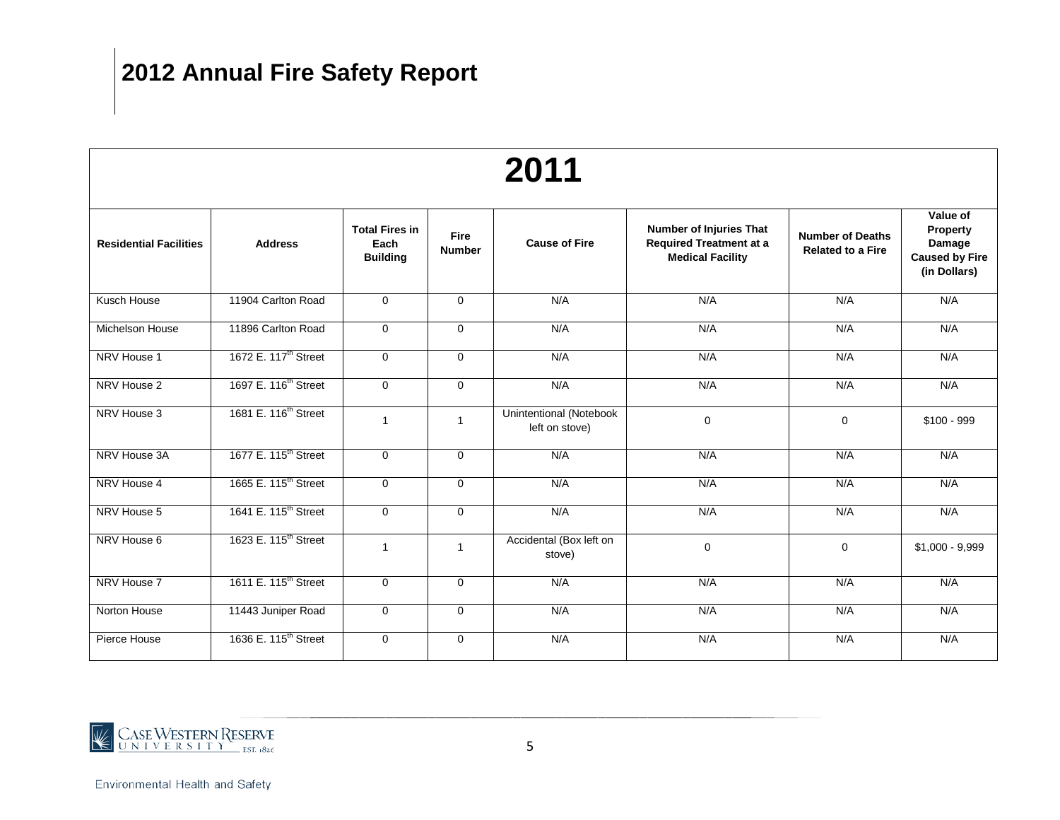# 2012 Annual Fire Safety Report

| 2011 | | | | | | | |
|---|---|---|---|---|---|---|---|
| **Residential Facilities** | **Address** | **Total Fires in Each Building** | **Fire Number** | **Cause of Fire** | **Number of Injuries That Required Treatment at a Medical Facility** | **Number of Deaths Related to a Fire** | **Value of Property Damage Caused by Fire (in Dollars)** |
| Kusch House | 11904 Carlton Road | 0 | 0 | N/A | N/A | N/A | N/A |
| Michelson House | 11896 Carlton Road | 0 | 0 | N/A | N/A | N/A | N/A |
| NRV House 1 | 1672 E. 117th Street | 0 | 0 | N/A | N/A | N/A | N/A |
| NRV House 2 | 1697 E. 116th Street | 0 | 0 | N/A | N/A | N/A | N/A |
| NRV House 3 | 1681 E. 116th Street | 1 | 1 | Unintentional (Notebook left on stove) | 0 | 0 | $100 - 999 |
| NRV House 3A | 1677 E. 115th Street | 0 | 0 | N/A | N/A | N/A | N/A |
| NRV House 4 | 1665 E. 115th Street | 0 | 0 | N/A | N/A | N/A | N/A |
| NRV House 5 | 1641 E. 115th Street | 0 | 0 | N/A | N/A | N/A | N/A |
| NRV House 6 | 1623 E. 115th Street | 1 | 1 | Accidental (Box left on stove) | 0 | 0 | $1,000 - 9,999 |
| NRV House 7 | 1611 E. 115th Street | 0 | 0 | N/A | N/A | N/A | N/A |
| Norton House | 11443 Juniper Road | 0 | 0 | N/A | N/A | N/A | N/A |
| Pierce House | 1636 E. 115th Street | 0 | 0 | N/A | N/A | N/A | N/A |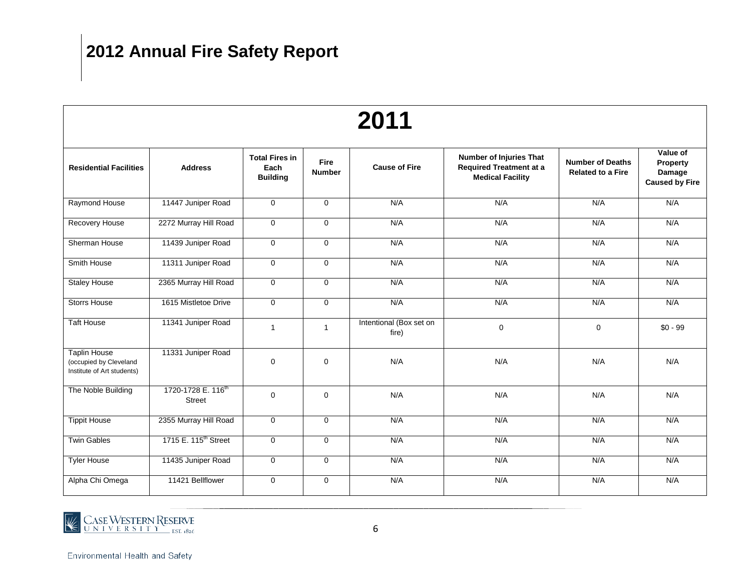# 2012 Annual Fire Safety Report

| 2011 | | | | | | | |
|---|---|---|---|---|---|---|---|
| **Residential Facilities** | **Address** | **Total Fires in Each Building** | **Fire Number** | **Cause of Fire** | **Number of Injuries That Required Treatment at a Medical Facility** | **Number of Deaths Related to a Fire** | **Value of Property Damage Caused by Fire** |
| Raymond House | 11447 Juniper Road | 0 | 0 | N/A | N/A | N/A | N/A |
| Recovery House | 2272 Murray Hill Road | 0 | 0 | N/A | N/A | N/A | N/A |
| Sherman House | 11439 Juniper Road | 0 | 0 | N/A | N/A | N/A | N/A |
| Smith House | 11311 Juniper Road | 0 | 0 | N/A | N/A | N/A | N/A |
| Staley House | 2365 Murray Hill Road | 0 | 0 | N/A | N/A | N/A | N/A |
| Storrs House | 1615 Mistletoe Drive | 0 | 0 | N/A | N/A | N/A | N/A |
| Taft House | 11341 Juniper Road | 1 | 1 | Intentional (Box set on fire) | 0 | 0 | $0 - 99 |
| Taplin House (occupied by Cleveland Institute of Art students) | 11331 Juniper Road | 0 | 0 | N/A | N/A | N/A | N/A |
| The Noble Building | 1720-1728 E. 116th Street | 0 | 0 | N/A | N/A | N/A | N/A |
| Tippit House | 2355 Murray Hill Road | 0 | 0 | N/A | N/A | N/A | N/A |
| Twin Gables | 1715 E. 115th Street | 0 | 0 | N/A | N/A | N/A | N/A |
| Tyler House | 11435 Juniper Road | 0 | 0 | N/A | N/A | N/A | N/A |
| Alpha Chi Omega | 11421 Bellflower | 0 | 0 | N/A | N/A | N/A | N/A |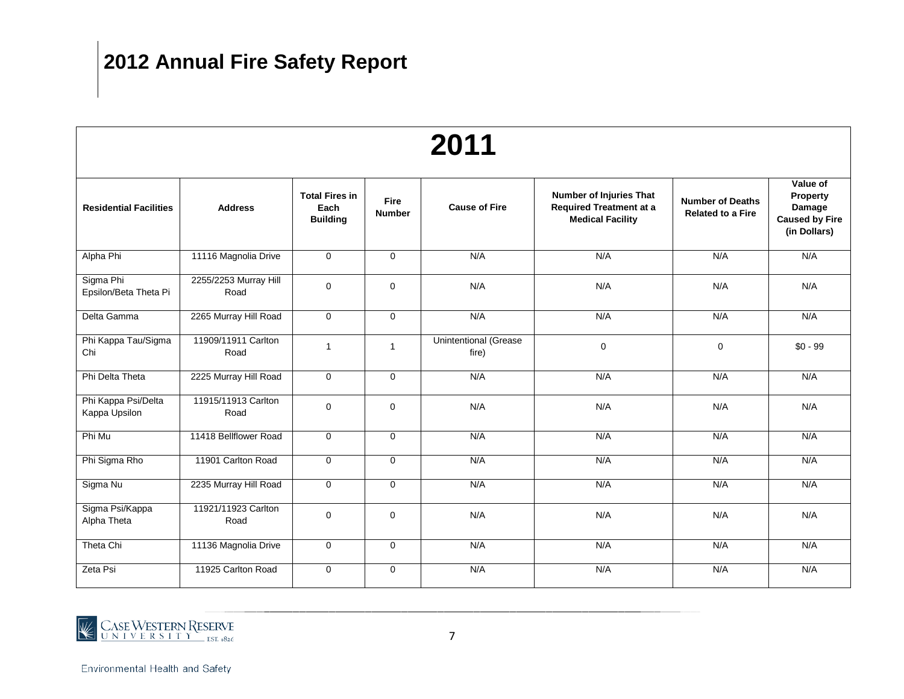# 2012 Annual Fire Safety Report

| 2011 | | | | | | | |
|---|---|---|---|---|---|---|---|
| **Residential Facilities** | **Address** | **Total Fires in Each Building** | **Fire Number** | **Cause of Fire** | **Number of Injuries That Required Treatment at a Medical Facility** | **Number of Deaths Related to a Fire** | **Value of Property Damage Caused by Fire (in Dollars)** |
| Alpha Phi | 11116 Magnolia Drive | 0 | 0 | N/A | N/A | N/A | N/A |
| Sigma Phi Epsilon/Beta Theta Pi | 2255/2253 Murray Hill Road | 0 | 0 | N/A | N/A | N/A | N/A |
| Delta Gamma | 2265 Murray Hill Road | 0 | 0 | N/A | N/A | N/A | N/A |
| Phi Kappa Tau/Sigma Chi | 11909/11911 Carlton Road | 1 | 1 | Unintentional (Grease fire) | 0 | 0 | $0 - 99 |
| Phi Delta Theta | 2225 Murray Hill Road | 0 | 0 | N/A | N/A | N/A | N/A |
| Phi Kappa Psi/Delta Kappa Upsilon | 11915/11913 Carlton Road | 0 | 0 | N/A | N/A | N/A | N/A |
| Phi Mu | 11418 Bellflower Road | 0 | 0 | N/A | N/A | N/A | N/A |
| Phi Sigma Rho | 11901 Carlton Road | 0 | 0 | N/A | N/A | N/A | N/A |
| Sigma Nu | 2235 Murray Hill Road | 0 | 0 | N/A | N/A | N/A | N/A |
| Sigma Psi/Kappa Alpha Theta | 11921/11923 Carlton Road | 0 | 0 | N/A | N/A | N/A | N/A |
| Theta Chi | 11136 Magnolia Drive | 0 | 0 | N/A | N/A | N/A | N/A |
| Zeta Psi | 11925 Carlton Road | 0 | 0 | N/A | N/A | N/A | N/A |

Environmental Health and Safety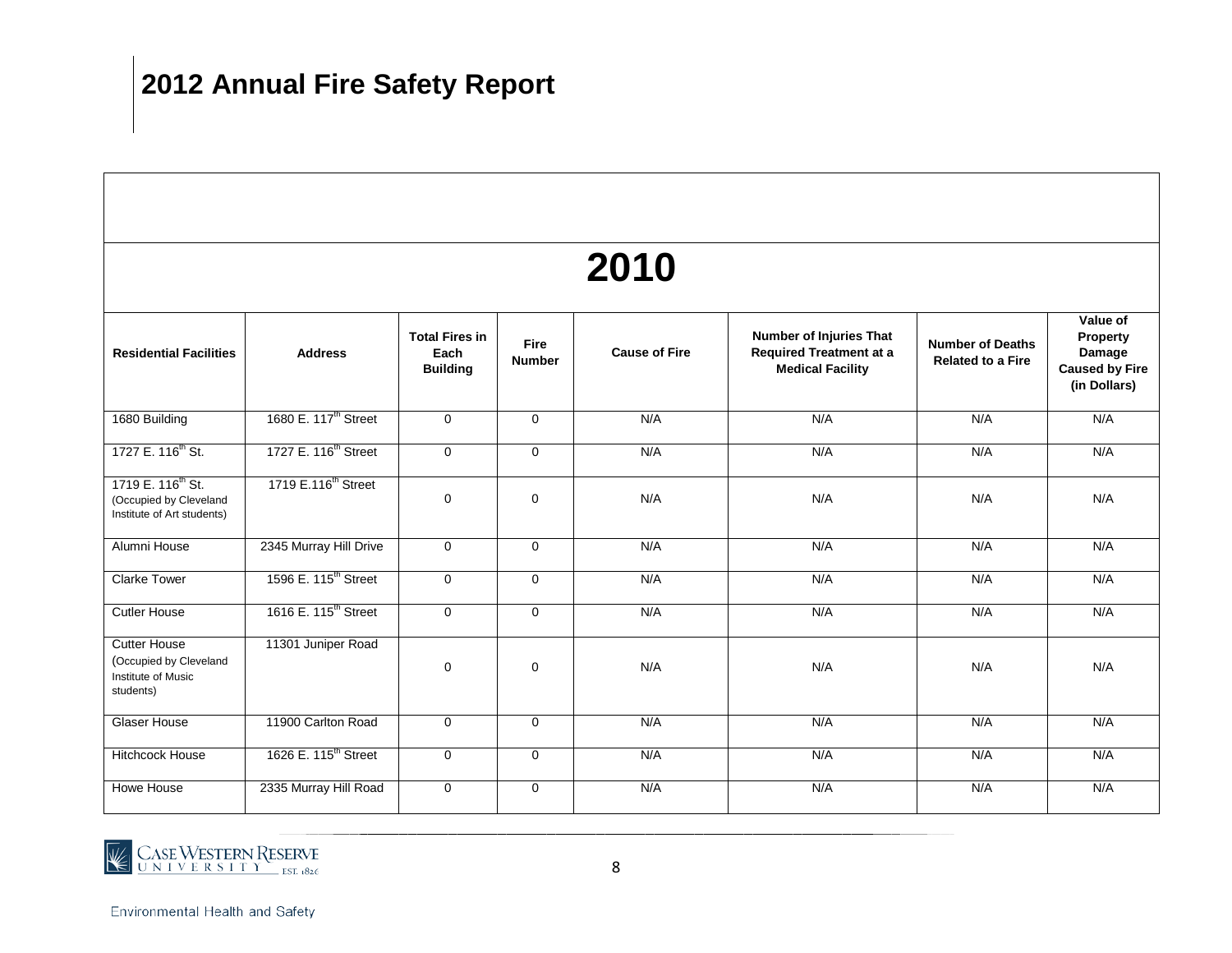# 2012 Annual Fire Safety Report

| 2010 | | | | | | | |
|---|---|---|---|---|---|---|---|
| **Residential Facilities** | **Address** | **Total Fires in Each Building** | **Fire Number** | **Cause of Fire** | **Number of Injuries That Required Treatment at a Medical Facility** | **Number of Deaths Related to a Fire** | **Value of Property Damage Caused by Fire (in Dollars)** |
| 1680 Building | 1680 E. 117th Street | 0 | 0 | N/A | N/A | N/A | N/A |
| 1727 E. 116th St. | 1727 E. 116th Street | 0 | 0 | N/A | N/A | N/A | N/A |
| 1719 E. 116th St. (Occupied by Cleveland Institute of Art students) | 1719 E.116th Street | 0 | 0 | N/A | N/A | N/A | N/A |
| Alumni House | 2345 Murray Hill Drive | 0 | 0 | N/A | N/A | N/A | N/A |
| Clarke Tower | 1596 E. 115th Street | 0 | 0 | N/A | N/A | N/A | N/A |
| Cutler House | 1616 E. 115th Street | 0 | 0 | N/A | N/A | N/A | N/A |
| Cutter House (Occupied by Cleveland Institute of Music students) | 11301 Juniper Road | 0 | 0 | N/A | N/A | N/A | N/A |
| Glaser House | 11900 Carlton Road | 0 | 0 | N/A | N/A | N/A | N/A |
| Hitchcock House | 1626 E. 115th Street | 0 | 0 | N/A | N/A | N/A | N/A |
| Howe House | 2335 Murray Hill Road | 0 | 0 | N/A | N/A | N/A | N/A |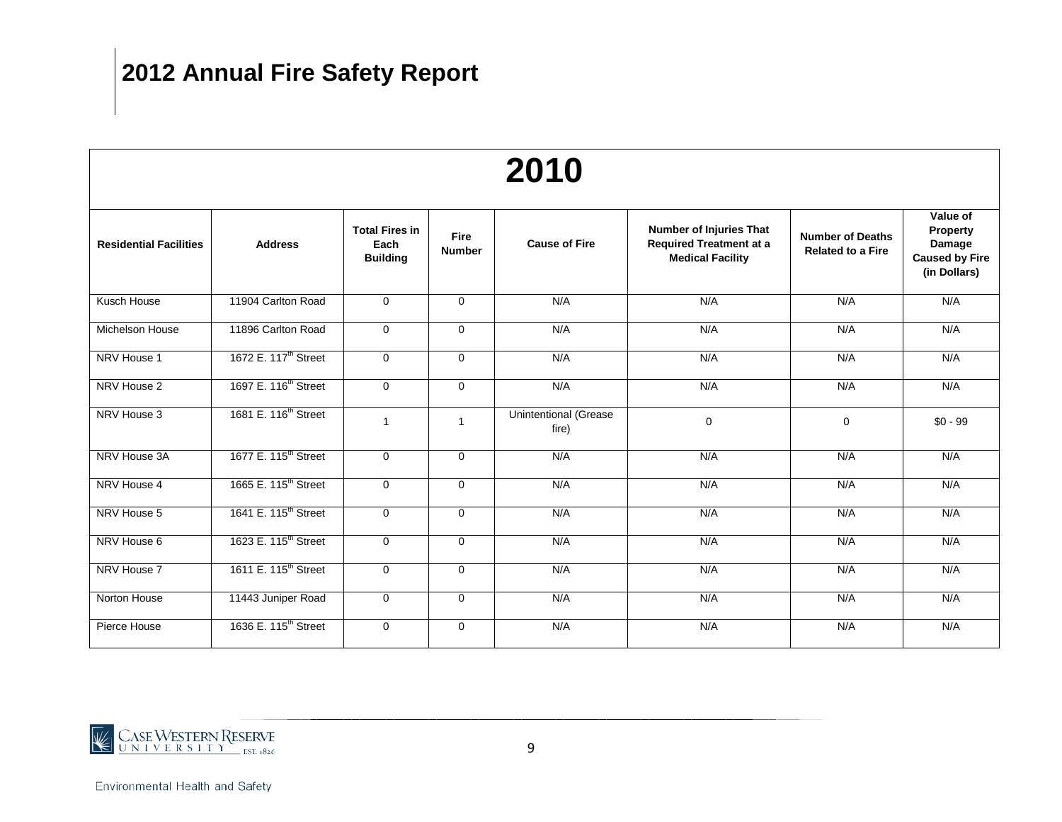# 2012 Annual Fire Safety Report

| 2010 | | | | | | | |
|---|---|---|---|---|---|---|---|
| **Residential Facilities** | **Address** | **Total Fires in Each Building** | **Fire Number** | **Cause of Fire** | **Number of Injuries That Required Treatment at a Medical Facility** | **Number of Deaths Related to a Fire** | **Value of Property Damage Caused by Fire (in Dollars)** |
| Kusch House | 11904 Carlton Road | 0 | 0 | N/A | N/A | N/A | N/A |
| Michelson House | 11896 Carlton Road | 0 | 0 | N/A | N/A | N/A | N/A |
| NRV House 1 | 1672 E. 117th Street | 0 | 0 | N/A | N/A | N/A | N/A |
| NRV House 2 | 1697 E. 116th Street | 0 | 0 | N/A | N/A | N/A | N/A |
| NRV House 3 | 1681 E. 116th Street | 1 | 1 | Unintentional (Grease fire) | 0 | 0 | $0 - 99 |
| NRV House 3A | 1677 E. 115th Street | 0 | 0 | N/A | N/A | N/A | N/A |
| NRV House 4 | 1665 E. 115th Street | 0 | 0 | N/A | N/A | N/A | N/A |
| NRV House 5 | 1641 E. 115th Street | 0 | 0 | N/A | N/A | N/A | N/A |
| NRV House 6 | 1623 E. 115th Street | 0 | 0 | N/A | N/A | N/A | N/A |
| NRV House 7 | 1611 E. 115th Street | 0 | 0 | N/A | N/A | N/A | N/A |
| Norton House | 11443 Juniper Road | 0 | 0 | N/A | N/A | N/A | N/A |
| Pierce House | 1636 E. 115th Street | 0 | 0 | N/A | N/A | N/A | N/A |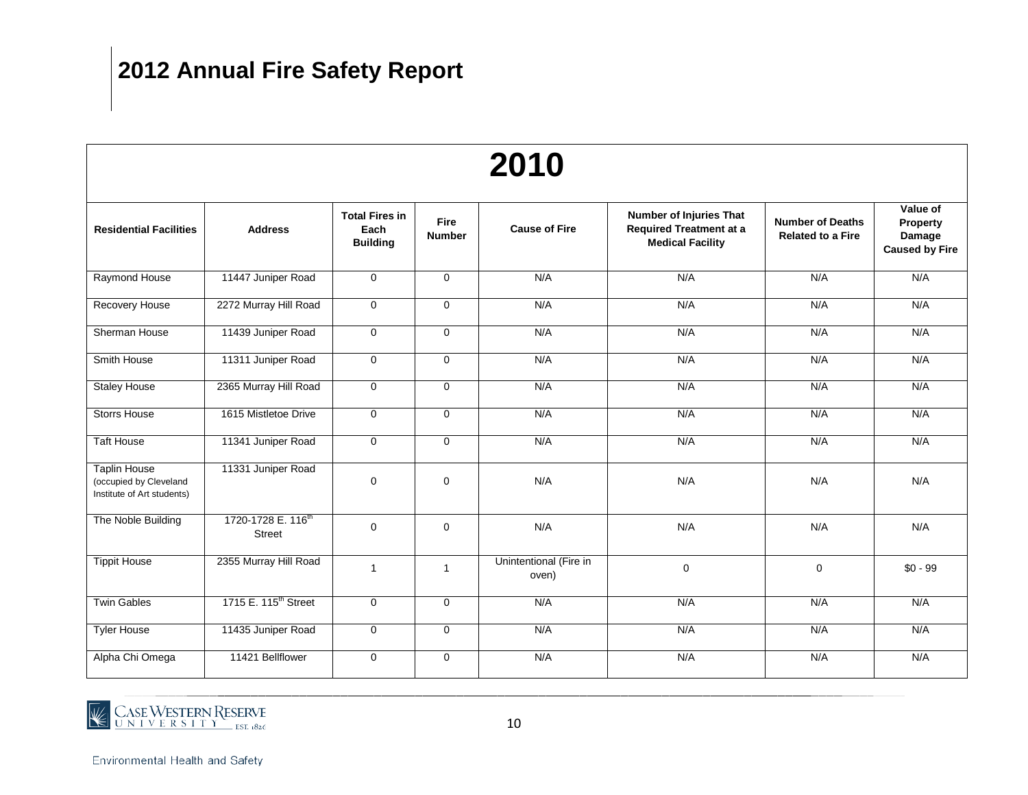# 2012 Annual Fire Safety Report

| 2010 | | | | | | | |
|---|---|---|---|---|---|---|---|
| **Residential Facilities** | **Address** | **Total Fires in Each Building** | **Fire Number** | **Cause of Fire** | **Number of Injuries That Required Treatment at a Medical Facility** | **Number of Deaths Related to a Fire** | **Value of Property Damage Caused by Fire** |
| Raymond House | 11447 Juniper Road | 0 | 0 | N/A | N/A | N/A | N/A |
| Recovery House | 2272 Murray Hill Road | 0 | 0 | N/A | N/A | N/A | N/A |
| Sherman House | 11439 Juniper Road | 0 | 0 | N/A | N/A | N/A | N/A |
| Smith House | 11311 Juniper Road | 0 | 0 | N/A | N/A | N/A | N/A |
| Staley House | 2365 Murray Hill Road | 0 | 0 | N/A | N/A | N/A | N/A |
| Storrs House | 1615 Mistletoe Drive | 0 | 0 | N/A | N/A | N/A | N/A |
| Taft House | 11341 Juniper Road | 0 | 0 | N/A | N/A | N/A | N/A |
| Taplin House (occupied by Cleveland Institute of Art students) | 11331 Juniper Road | 0 | 0 | N/A | N/A | N/A | N/A |
| The Noble Building | 1720-1728 E. 116th Street | 0 | 0 | N/A | N/A | N/A | N/A |
| Tippit House | 2355 Murray Hill Road | 1 | 1 | Unintentional (Fire in oven) | 0 | 0 | $0 - 99 |
| Twin Gables | 1715 E. 115th Street | 0 | 0 | N/A | N/A | N/A | N/A |
| Tyler House | 11435 Juniper Road | 0 | 0 | N/A | N/A | N/A | N/A |
| Alpha Chi Omega | 11421 Bellflower | 0 | 0 | N/A | N/A | N/A | N/A |

Environmental Health and Safety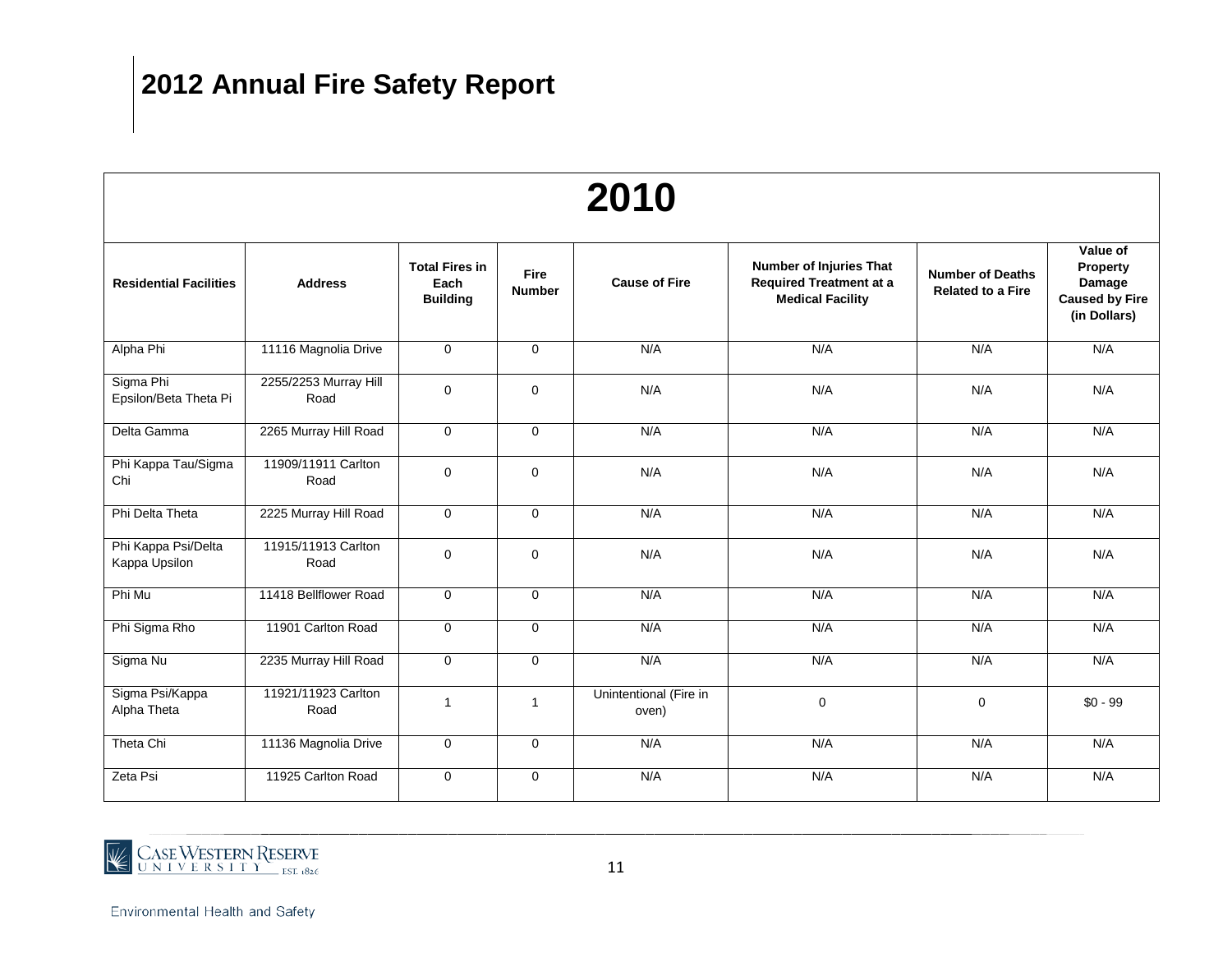# 2012 Annual Fire Safety Report

| 2010 | | | | | | | |
|---|---|---|---|---|---|---|---|
| **Residential Facilities** | **Address** | **Total Fires in Each Building** | **Fire Number** | **Cause of Fire** | **Number of Injuries That Required Treatment at a Medical Facility** | **Number of Deaths Related to a Fire** | **Value of Property Damage Caused by Fire (in Dollars)** |
| Alpha Phi | 11116 Magnolia Drive | 0 | 0 | N/A | N/A | N/A | N/A |
| Sigma Phi Epsilon/Beta Theta Pi | 2255/2253 Murray Hill Road | 0 | 0 | N/A | N/A | N/A | N/A |
| Delta Gamma | 2265 Murray Hill Road | 0 | 0 | N/A | N/A | N/A | N/A |
| Phi Kappa Tau/Sigma Chi | 11909/11911 Carlton Road | 0 | 0 | N/A | N/A | N/A | N/A |
| Phi Delta Theta | 2225 Murray Hill Road | 0 | 0 | N/A | N/A | N/A | N/A |
| Phi Kappa Psi/Delta Kappa Upsilon | 11915/11913 Carlton Road | 0 | 0 | N/A | N/A | N/A | N/A |
| Phi Mu | 11418 Bellflower Road | 0 | 0 | N/A | N/A | N/A | N/A |
| Phi Sigma Rho | 11901 Carlton Road | 0 | 0 | N/A | N/A | N/A | N/A |
| Sigma Nu | 2235 Murray Hill Road | 0 | 0 | N/A | N/A | N/A | N/A |
| Sigma Psi/Kappa Alpha Theta | 11921/11923 Carlton Road | 1 | 1 | Unintentional (Fire in oven) | 0 | 0 | $0 - 99 |
| Theta Chi | 11136 Magnolia Drive | 0 | 0 | N/A | N/A | N/A | N/A |
| Zeta Psi | 11925 Carlton Road | 0 | 0 | N/A | N/A | N/A | N/A |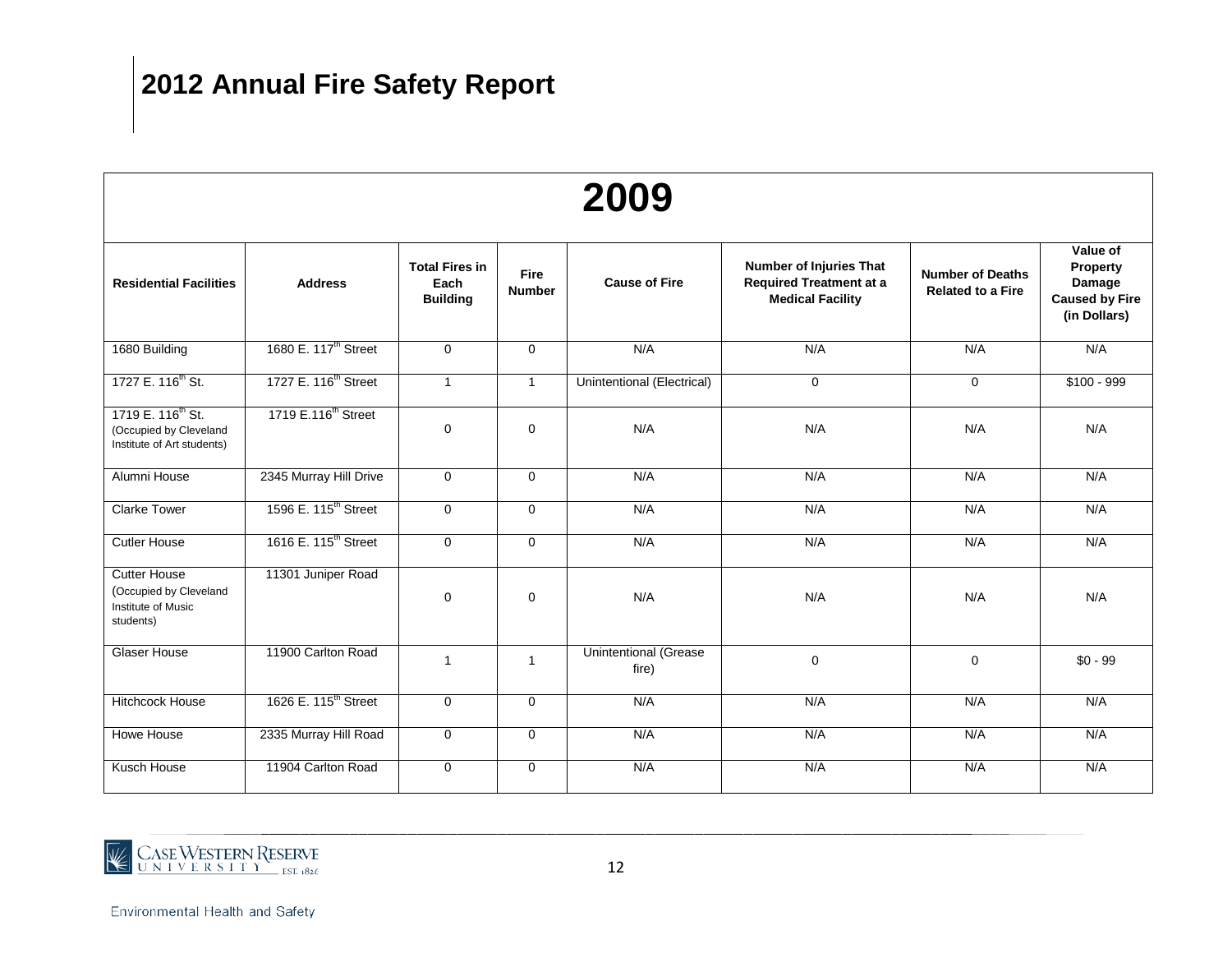# 2012 Annual Fire Safety Report

| 2009 | | | | | | | |
|---|---|---|---|---|---|---|---|
| **Residential Facilities** | **Address** | **Total Fires in Each Building** | **Fire Number** | **Cause of Fire** | **Number of Injuries That Required Treatment at a Medical Facility** | **Number of Deaths Related to a Fire** | **Value of Property Damage Caused by Fire (in Dollars)** |
| 1680 Building | 1680 E. 117th Street | 0 | 0 | N/A | N/A | N/A | N/A |
| 1727 E. 116th St. | 1727 E. 116th Street | 1 | 1 | Unintentional (Electrical) | 0 | 0 | $100 - 999 |
| 1719 E. 116th St. (Occupied by Cleveland Institute of Art students) | 1719 E.116th Street | 0 | 0 | N/A | N/A | N/A | N/A |
| Alumni House | 2345 Murray Hill Drive | 0 | 0 | N/A | N/A | N/A | N/A |
| Clarke Tower | 1596 E. 115th Street | 0 | 0 | N/A | N/A | N/A | N/A |
| Cutler House | 1616 E. 115th Street | 0 | 0 | N/A | N/A | N/A | N/A |
| Cutter House (Occupied by Cleveland Institute of Music students) | 11301 Juniper Road | 0 | 0 | N/A | N/A | N/A | N/A |
| Glaser House | 11900 Carlton Road | 1 | 1 | Unintentional (Grease fire) | 0 | 0 | $0 - 99 |
| Hitchcock House | 1626 E. 115th Street | 0 | 0 | N/A | N/A | N/A | N/A |
| Howe House | 2335 Murray Hill Road | 0 | 0 | N/A | N/A | N/A | N/A |
| Kusch House | 11904 Carlton Road | 0 | 0 | N/A | N/A | N/A | N/A |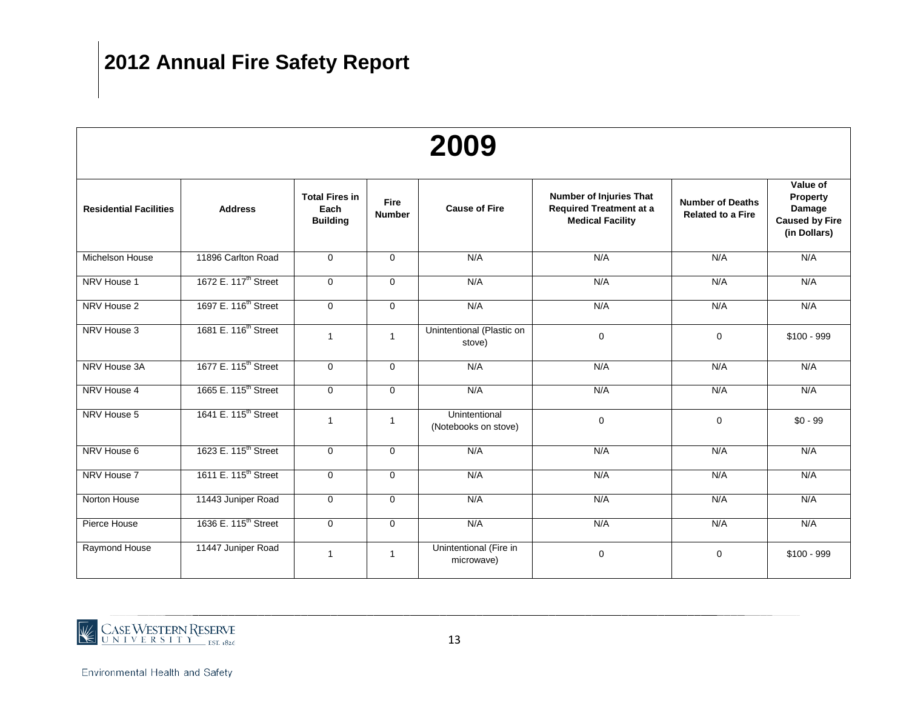# 2012 Annual Fire Safety Report

| 2009 | | | | | | | |
|---|---|---|---|---|---|---|---|
| **Residential Facilities** | **Address** | **Total Fires in Each Building** | **Fire Number** | **Cause of Fire** | **Number of Injuries That Required Treatment at a Medical Facility** | **Number of Deaths Related to a Fire** | **Value of Property Damage Caused by Fire (in Dollars)** |
| Michelson House | 11896 Carlton Road | 0 | 0 | N/A | N/A | N/A | N/A |
| NRV House 1 | 1672 E. 117th Street | 0 | 0 | N/A | N/A | N/A | N/A |
| NRV House 2 | 1697 E. 116th Street | 0 | 0 | N/A | N/A | N/A | N/A |
| NRV House 3 | 1681 E. 116th Street | 1 | 1 | Unintentional (Plastic on stove) | 0 | 0 | $100 - 999 |
| NRV House 3A | 1677 E. 115th Street | 0 | 0 | N/A | N/A | N/A | N/A |
| NRV House 4 | 1665 E. 115th Street | 0 | 0 | N/A | N/A | N/A | N/A |
| NRV House 5 | 1641 E. 115th Street | 1 | 1 | Unintentional (Notebooks on stove) | 0 | 0 | $0 - 99 |
| NRV House 6 | 1623 E. 115th Street | 0 | 0 | N/A | N/A | N/A | N/A |
| NRV House 7 | 1611 E. 115th Street | 0 | 0 | N/A | N/A | N/A | N/A |
| Norton House | 11443 Juniper Road | 0 | 0 | N/A | N/A | N/A | N/A |
| Pierce House | 1636 E. 115th Street | 0 | 0 | N/A | N/A | N/A | N/A |
| Raymond House | 11447 Juniper Road | 1 | 1 | Unintentional (Fire in microwave) | 0 | 0 | $100 - 999 |

Case Western Reserve University EST. 1826

Environmental Health and Safety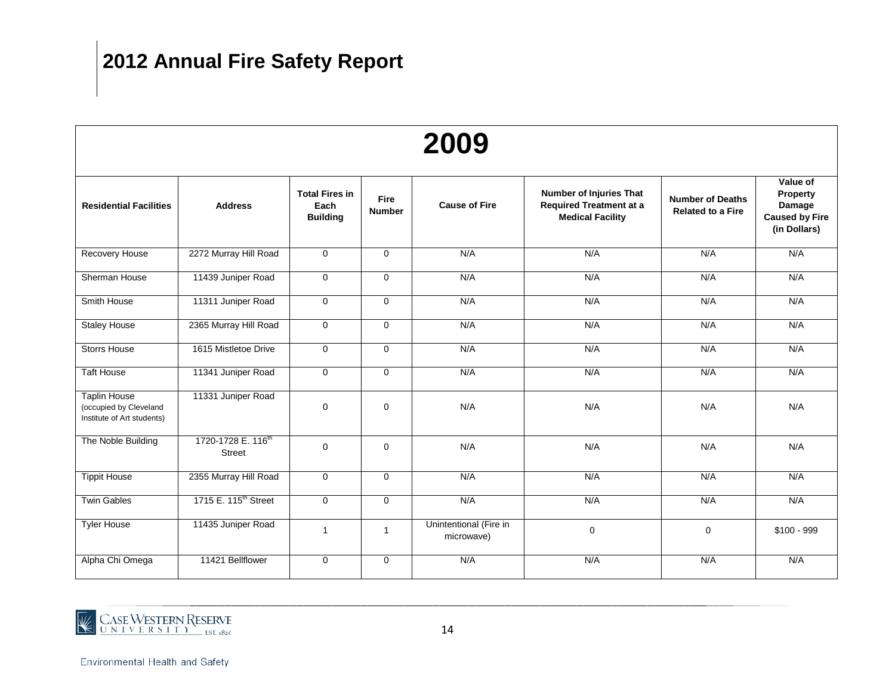# 2012 Annual Fire Safety Report

| 2009 | | | | | | | |
|---|---|---|---|---|---|---|---|
| **Residential Facilities** | **Address** | **Total Fires in Each Building** | **Fire Number** | **Cause of Fire** | **Number of Injuries That Required Treatment at a Medical Facility** | **Number of Deaths Related to a Fire** | **Value of Property Damage Caused by Fire (in Dollars)** |
| Recovery House | 2272 Murray Hill Road | 0 | 0 | N/A | N/A | N/A | N/A |
| Sherman House | 11439 Juniper Road | 0 | 0 | N/A | N/A | N/A | N/A |
| Smith House | 11311 Juniper Road | 0 | 0 | N/A | N/A | N/A | N/A |
| Staley House | 2365 Murray Hill Road | 0 | 0 | N/A | N/A | N/A | N/A |
| Storrs House | 1615 Mistletoe Drive | 0 | 0 | N/A | N/A | N/A | N/A |
| Taft House | 11341 Juniper Road | 0 | 0 | N/A | N/A | N/A | N/A |
| Taplin House (occupied by Cleveland Institute of Art students) | 11331 Juniper Road | 0 | 0 | N/A | N/A | N/A | N/A |
| The Noble Building | 1720-1728 E. 116th Street | 0 | 0 | N/A | N/A | N/A | N/A |
| Tippit House | 2355 Murray Hill Road | 0 | 0 | N/A | N/A | N/A | N/A |
| Twin Gables | 1715 E. 115th Street | 0 | 0 | N/A | N/A | N/A | N/A |
| Tyler House | 11435 Juniper Road | 1 | 1 | Unintentional (Fire in microwave) | 0 | 0 | $100 - 999 |
| Alpha Chi Omega | 11421 Bellflower | 0 | 0 | N/A | N/A | N/A | N/A |

Environmental Health and Safety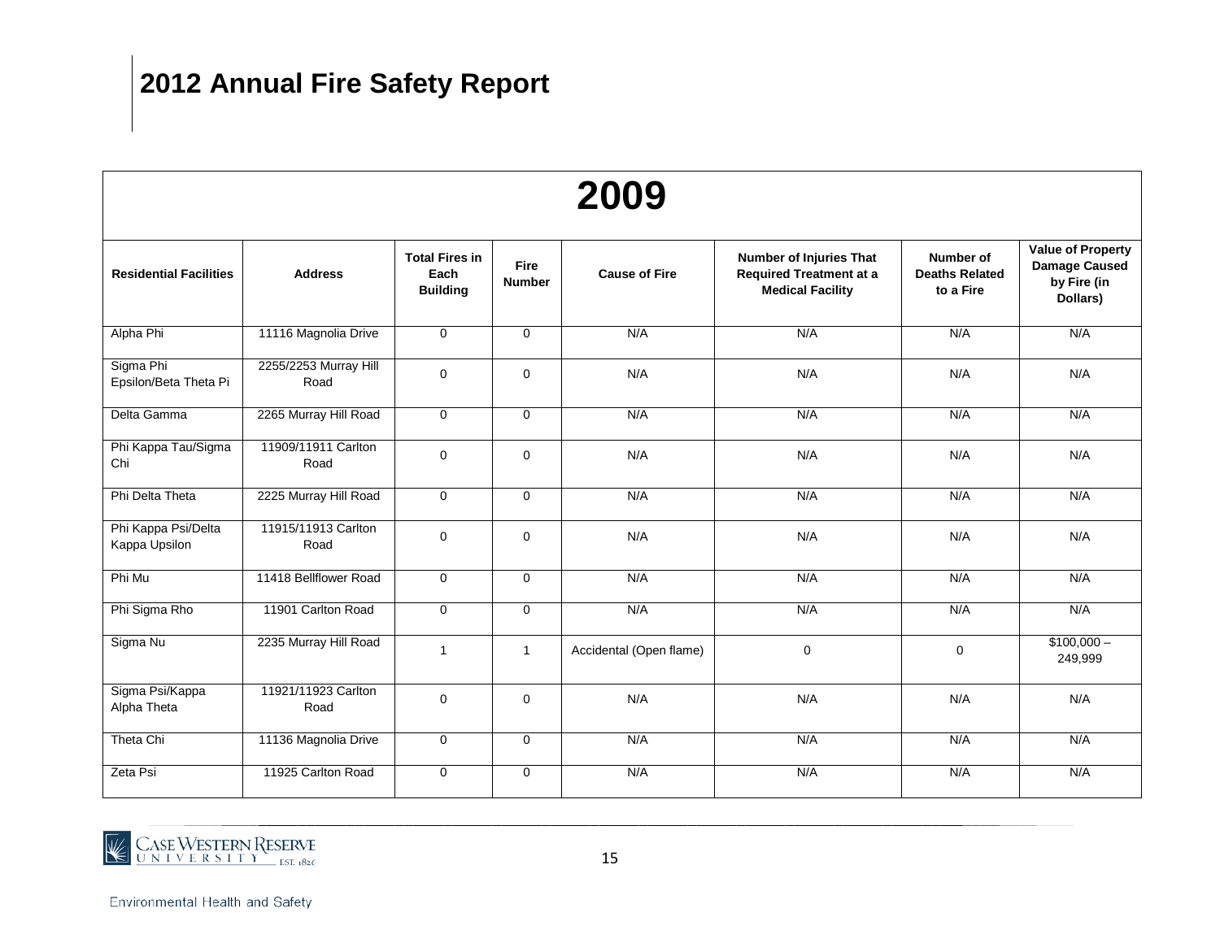# 2012 Annual Fire Safety Report

| 2009 | | | | | | | |
|---|---|---|---|---|---|---|---|
| **Residential Facilities** | **Address** | **Total Fires in Each Building** | **Fire Number** | **Cause of Fire** | **Number of Injuries That Required Treatment at a Medical Facility** | **Number of Deaths Related to a Fire** | **Value of Property Damage Caused by Fire (in Dollars)** |
| Alpha Phi | 11116 Magnolia Drive | 0 | 0 | N/A | N/A | N/A | N/A |
| Sigma Phi Epsilon/Beta Theta Pi | 2255/2253 Murray Hill Road | 0 | 0 | N/A | N/A | N/A | N/A |
| Delta Gamma | 2265 Murray Hill Road | 0 | 0 | N/A | N/A | N/A | N/A |
| Phi Kappa Tau/Sigma Chi | 11909/11911 Carlton Road | 0 | 0 | N/A | N/A | N/A | N/A |
| Phi Delta Theta | 2225 Murray Hill Road | 0 | 0 | N/A | N/A | N/A | N/A |
| Phi Kappa Psi/Delta Kappa Upsilon | 11915/11913 Carlton Road | 0 | 0 | N/A | N/A | N/A | N/A |
| Phi Mu | 11418 Bellflower Road | 0 | 0 | N/A | N/A | N/A | N/A |
| Phi Sigma Rho | 11901 Carlton Road | 0 | 0 | N/A | N/A | N/A | N/A |
| Sigma Nu | 2235 Murray Hill Road | 1 | 1 | Accidental (Open flame) | 0 | 0 | $100,000 – 249,999 |
| Sigma Psi/Kappa Alpha Theta | 11921/11923 Carlton Road | 0 | 0 | N/A | N/A | N/A | N/A |
| Theta Chi | 11136 Magnolia Drive | 0 | 0 | N/A | N/A | N/A | N/A |
| Zeta Psi | 11925 Carlton Road | 0 | 0 | N/A | N/A | N/A | N/A |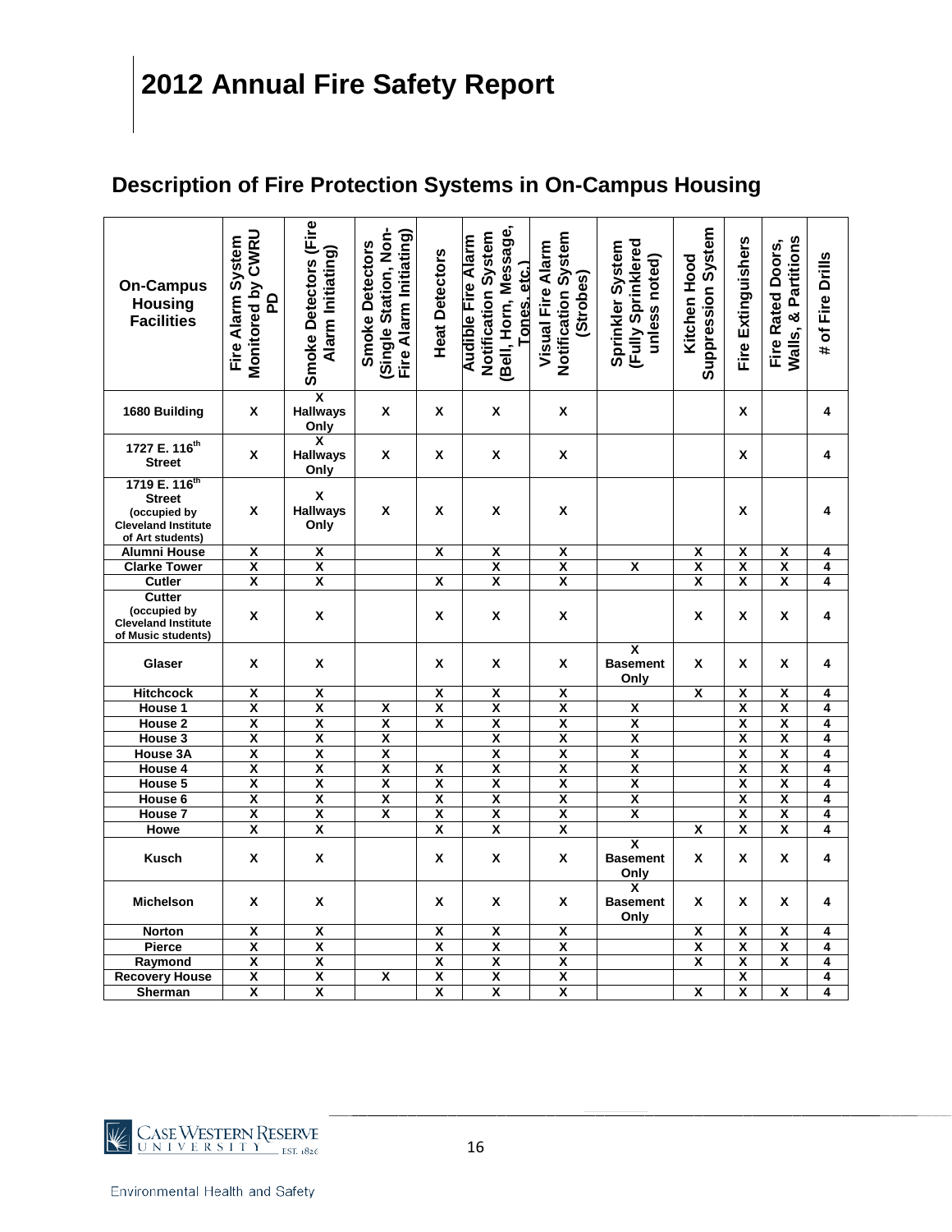# 2012 Annual Fire Safety Report

## Description of Fire Protection Systems in On-Campus Housing

| On-Campus Housing Facilities | Fire Alarm System Monitored by CWRU PD | Smoke Detectors (Fire Alarm Initiating) | Smoke Detectors (Single Station, Non-Fire Alarm Initiating) | Heat Detectors | Audible Fire Alarm Notification System (Bell, Horn, Message, Tones, etc.) | Visual Fire Alarm Notification System (Strobes) | Sprinkler System (Fully Sprinklered unless noted) | Kitchen Hood Suppression System | Fire Extinguishers | Fire Rated Doors, Walls, & Partitions | # of Fire Drills |
|---|---|---|---|---|---|---|---|---|---|---|---|
| 1680 Building | X | X Hallways Only | X | X | X | X | | | X | | 4 |
| 1727 E. 116th Street | X | X Hallways Only | X | X | X | X | | | X | | 4 |
| 1719 E. 116th Street (occupied by Cleveland Institute of Art students) | X | X Hallways Only | X | X | X | X | | | X | | 4 |
| Alumni House | X | X | | X | X | X | | X | X | X | 4 |
| Clarke Tower | X | X | | | X | X | X | X | X | X | 4 |
| Cutler | X | X | | X | X | X | | X | X | X | 4 |
| Cutter (occupied by Cleveland Institute of Music students) | X | X | | X | X | X | | X | X | X | 4 |
| Glaser | X | X | | X | X | X | X Basement Only | X | X | X | 4 |
| Hitchcock | X | X | | X | X | X | | X | X | X | 4 |
| House 1 | X | X | X | X | X | X | X | | X | X | 4 |
| House 2 | X | X | X | X | X | X | X | | X | X | 4 |
| House 3 | X | X | X | | X | X | X | | X | X | 4 |
| House 3A | X | X | X | | X | X | X | | X | X | 4 |
| House 4 | X | X | X | X | X | X | X | | X | X | 4 |
| House 5 | X | X | X | X | X | X | X | | X | X | 4 |
| House 6 | X | X | X | X | X | X | X | | X | X | 4 |
| House 7 | X | X | X | X | X | X | X | | X | X | 4 |
| Howe | X | X | | X | X | X | | X | X | X | 4 |
| Kusch | X | X | | X | X | X | X Basement Only | X | X | X | 4 |
| Michelson | X | X | | X | X | X | X Basement Only | X | X | X | 4 |
| Norton | X | X | | X | X | X | | X | X | X | 4 |
| Pierce | X | X | | X | X | X | | X | X | X | 4 |
| Raymond | X | X | | X | X | X | | X | X | X | 4 |
| Recovery House | X | X | X | X | X | X | | | X | | 4 |
| Sherman | X | X | | X | X | X | | X | X | X | 4 |

Case Western Reserve University EST. 1826

Environmental Health and Safety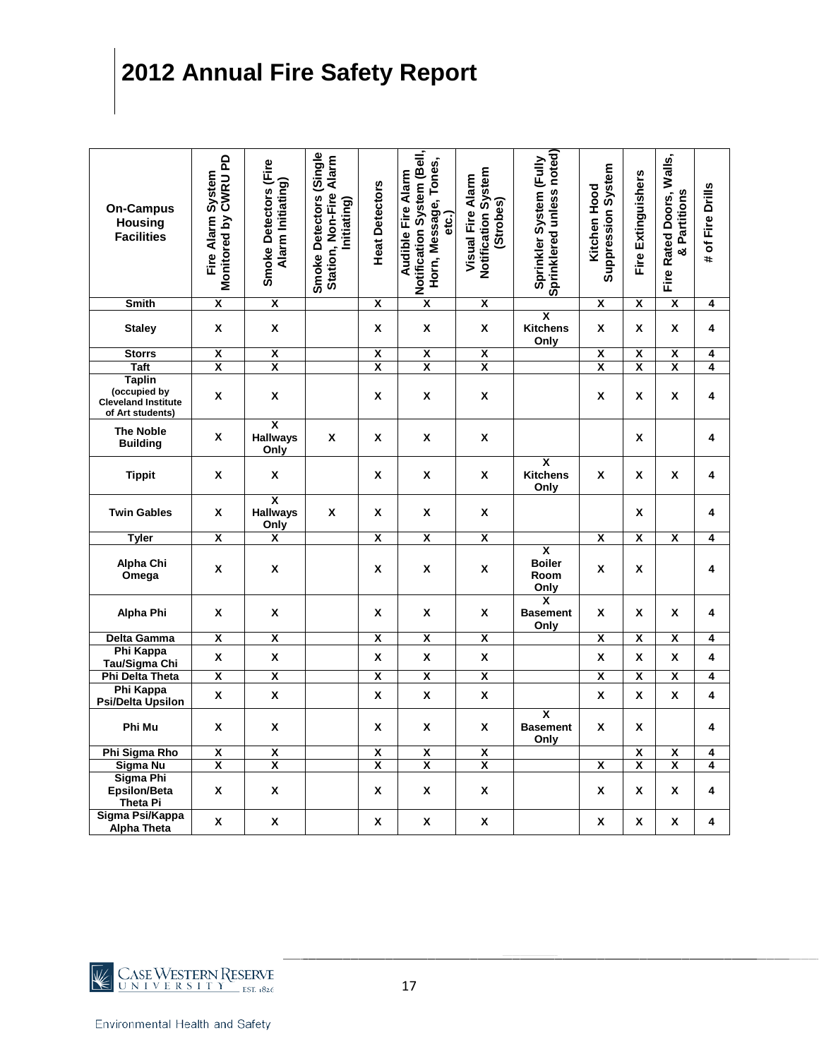# 2012 Annual Fire Safety Report

| On-Campus Housing Facilities | Fire Alarm System Monitored by CWRU PD | Smoke Detectors (Fire Alarm Initiating) | Smoke Detectors (Single Station, Non-Fire Alarm Initiating) | Heat Detectors | Audible Fire Alarm Notification System (Bell, Horn, Message, Tones, etc.) | Visual Fire Alarm Notification System (Strobes) | Sprinkler System (Fully Sprinklered unless noted) | Kitchen Hood Suppression System | Fire Extinguishers | Fire Rated Doors, Walls, & Partitions | # of Fire Drills |
|---|---|---|---|---|---|---|---|---|---|---|---|
| Smith | X | X | | X | X | X | | X | X | X | 4 |
| Staley | X | X | | X | X | X | X Kitchens Only | X | X | X | 4 |
| Storrs | X | X | | X | X | X | | X | X | X | 4 |
| Taft | X | X | | X | X | X | | X | X | X | 4 |
| Taplin (occupied by Cleveland Institute of Art students) | X | X | | X | X | X | | X | X | X | 4 |
| The Noble Building | X | X Hallways Only | X | X | X | X | | | X | | 4 |
| Tippit | X | X | | X | X | X | X Kitchens Only | X | X | X | 4 |
| Twin Gables | X | X Hallways Only | X | X | X | X | | | X | | 4 |
| Tyler | X | X | | X | X | X | | X | X | X | 4 |
| Alpha Chi Omega | X | X | | X | X | X | X Boiler Room Only | X | X | | 4 |
| Alpha Phi | X | X | | X | X | X | X Basement Only | X | X | X | 4 |
| Delta Gamma | X | X | | X | X | X | | X | X | X | 4 |
| Phi Kappa Tau/Sigma Chi | X | X | | X | X | X | | X | X | X | 4 |
| Phi Delta Theta | X | X | | X | X | X | | X | X | X | 4 |
| Phi Kappa Psi/Delta Upsilon | X | X | | X | X | X | | X | X | X | 4 |
| Phi Mu | X | X | | X | X | X | X Basement Only | X | X | | 4 |
| Phi Sigma Rho | X | X | | X | X | X | | | X | X | 4 |
| Sigma Nu | X | X | | X | X | X | | X | X | X | 4 |
| Sigma Phi Epsilon/Beta Theta Pi | X | X | | X | X | X | | X | X | X | 4 |
| Sigma Psi/Kappa Alpha Theta | X | X | | X | X | X | | X | X | X | 4 |

Environmental Health and Safety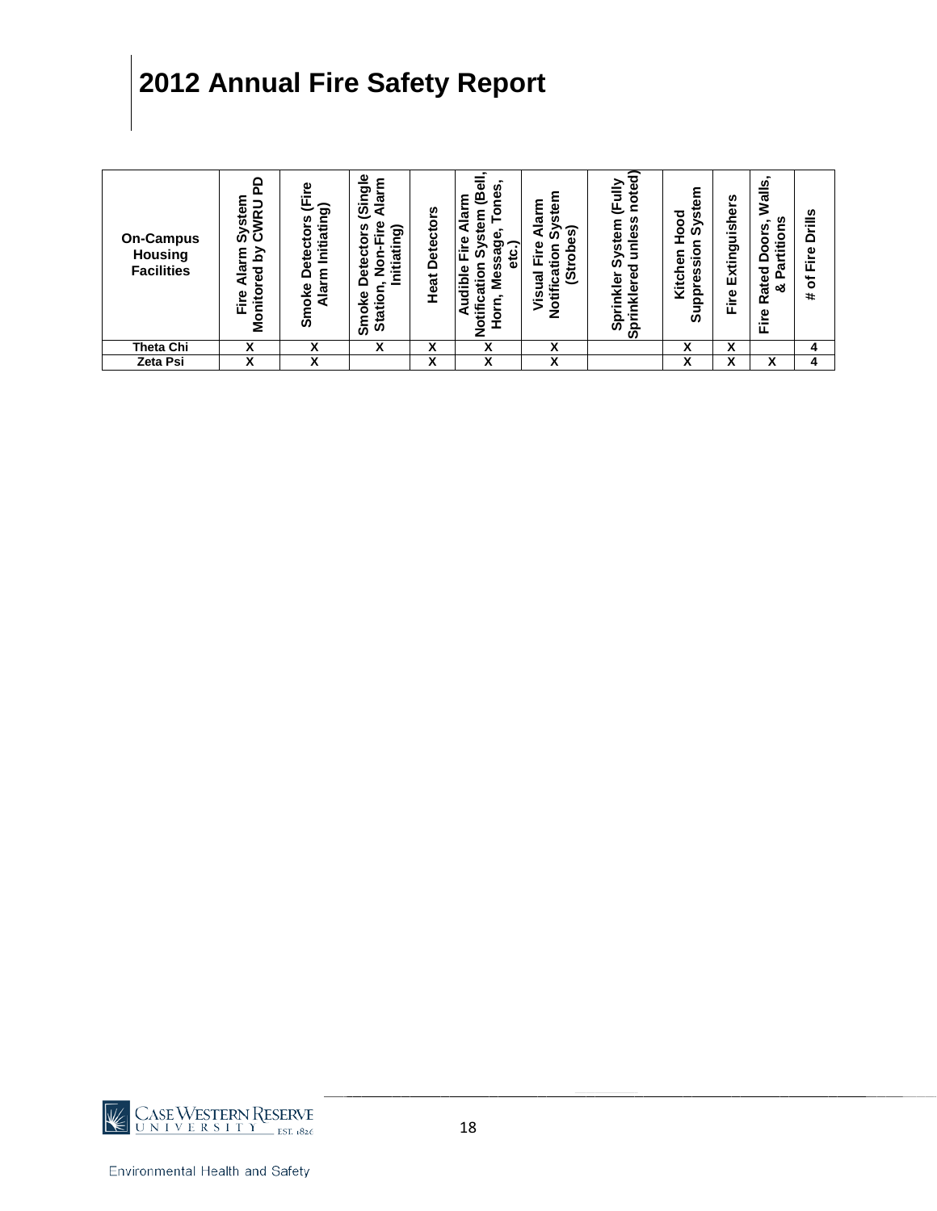# 2012 Annual Fire Safety Report

| On-Campus Housing Facilities | Fire Alarm System Monitored by CWRU PD | Smoke Detectors (Fire Alarm Initiating) | Smoke Detectors (Single Station, Non-Fire Alarm Initiating) | Heat Detectors | Audible Fire Alarm Notification System (Bell, Horn, Message, Tones, etc.) | Visual Fire Alarm Notification System (Strobes) | Sprinkler System (Fully Sprinklered unless noted) | Kitchen Hood Suppression System | Fire Extinguishers | Fire Rated Doors, Walls, & Partitions | # of Fire Drills |
|---|---|---|---|---|---|---|---|---|---|---|---|
| Theta Chi | X | X | X | X | X | X | | X | X | | 4 |
| Zeta Psi | X | X | | X | X | X | | X | X | X | 4 |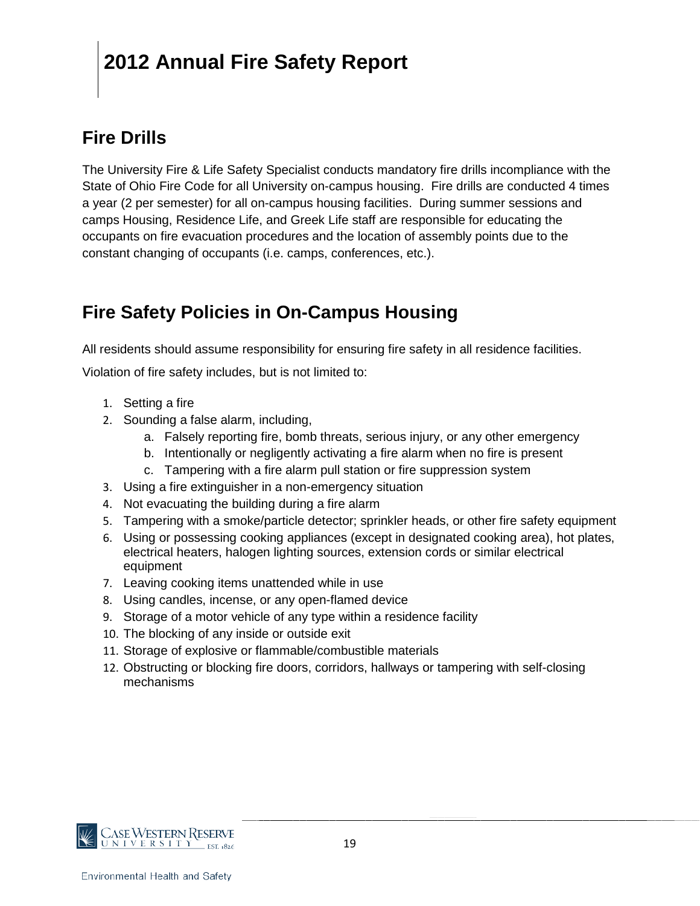# 2012 Annual Fire Safety Report

## Fire Drills

The University Fire & Life Safety Specialist conducts mandatory fire drills incompliance with the State of Ohio Fire Code for all University on-campus housing. Fire drills are conducted 4 times a year (2 per semester) for all on-campus housing facilities. During summer sessions and camps Housing, Residence Life, and Greek Life staff are responsible for educating the occupants on fire evacuation procedures and the location of assembly points due to the constant changing of occupants (i.e. camps, conferences, etc.).

## Fire Safety Policies in On-Campus Housing

All residents should assume responsibility for ensuring fire safety in all residence facilities.

Violation of fire safety includes, but is not limited to:

1. Setting a fire
2. Sounding a false alarm, including,
    a. Falsely reporting fire, bomb threats, serious injury, or any other emergency
    b. Intentionally or negligently activating a fire alarm when no fire is present
    c. Tampering with a fire alarm pull station or fire suppression system
3. Using a fire extinguisher in a non-emergency situation
4. Not evacuating the building during a fire alarm
5. Tampering with a smoke/particle detector; sprinkler heads, or other fire safety equipment
6. Using or possessing cooking appliances (except in designated cooking area), hot plates, electrical heaters, halogen lighting sources, extension cords or similar electrical equipment
7. Leaving cooking items unattended while in use
8. Using candles, incense, or any open-flamed device
9. Storage of a motor vehicle of any type within a residence facility
10. The blocking of any inside or outside exit
11. Storage of explosive or flammable/combustible materials
12. Obstructing or blocking fire doors, corridors, hallways or tampering with self-closing mechanisms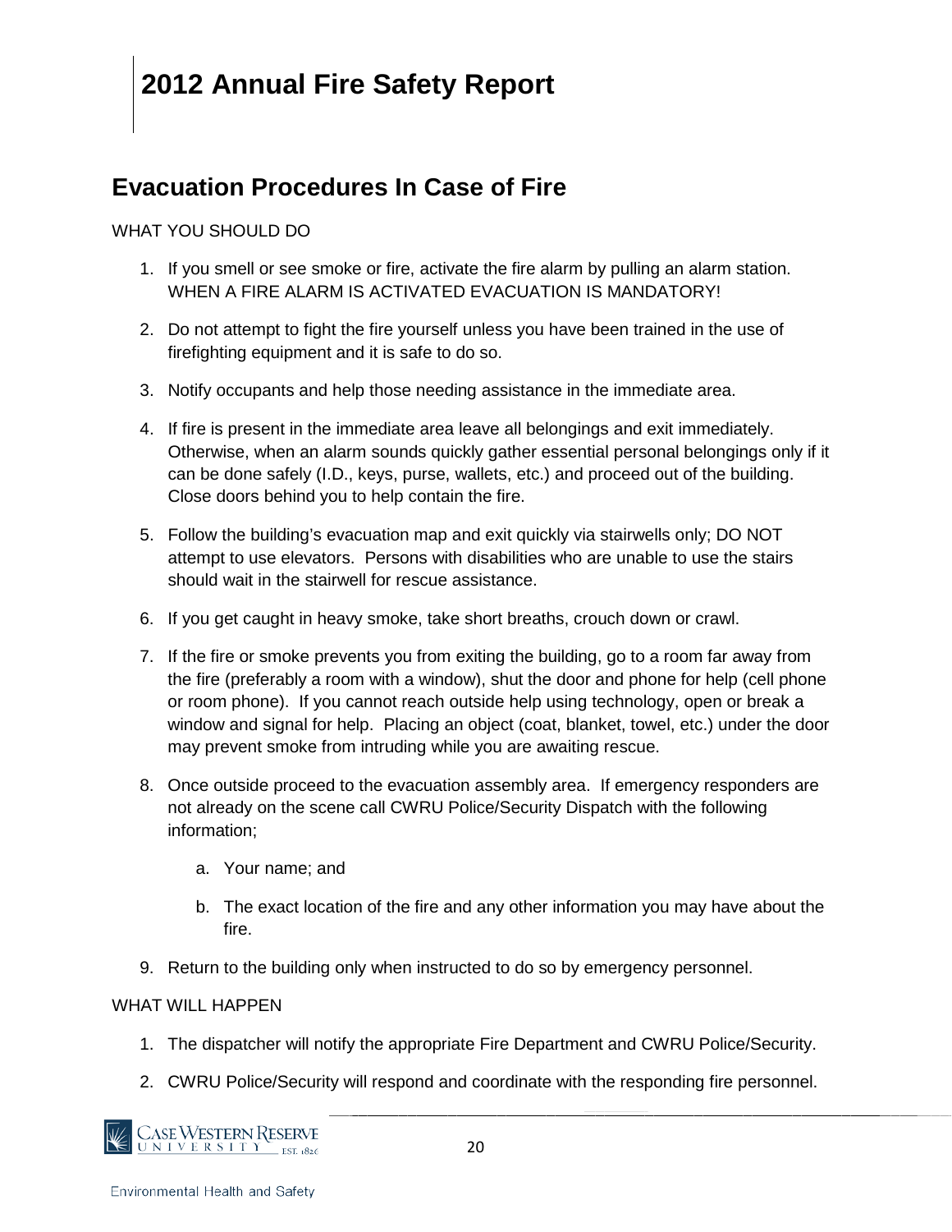## Evacuation Procedures In Case of Fire

WHAT YOU SHOULD DO

1. If you smell or see smoke or fire, activate the fire alarm by pulling an alarm station. WHEN A FIRE ALARM IS ACTIVATED EVACUATION IS MANDATORY!

2. Do not attempt to fight the fire yourself unless you have been trained in the use of firefighting equipment and it is safe to do so.

3. Notify occupants and help those needing assistance in the immediate area.

4. If fire is present in the immediate area leave all belongings and exit immediately. Otherwise, when an alarm sounds quickly gather essential personal belongings only if it can be done safely (I.D., keys, purse, wallets, etc.) and proceed out of the building. Close doors behind you to help contain the fire.

5. Follow the building's evacuation map and exit quickly via stairwells only; DO NOT attempt to use elevators. Persons with disabilities who are unable to use the stairs should wait in the stairwell for rescue assistance.

6. If you get caught in heavy smoke, take short breaths, crouch down or crawl.

7. If the fire or smoke prevents you from exiting the building, go to a room far away from the fire (preferably a room with a window), shut the door and phone for help (cell phone or room phone). If you cannot reach outside help using technology, open or break a window and signal for help. Placing an object (coat, blanket, towel, etc.) under the door may prevent smoke from intruding while you are awaiting rescue.

8. Once outside proceed to the evacuation assembly area. If emergency responders are not already on the scene call CWRU Police/Security Dispatch with the following information;

    a. Your name; and

    b. The exact location of the fire and any other information you may have about the fire.

9. Return to the building only when instructed to do so by emergency personnel.

WHAT WILL HAPPEN

1. The dispatcher will notify the appropriate Fire Department and CWRU Police/Security.

2. CWRU Police/Security will respond and coordinate with the responding fire personnel.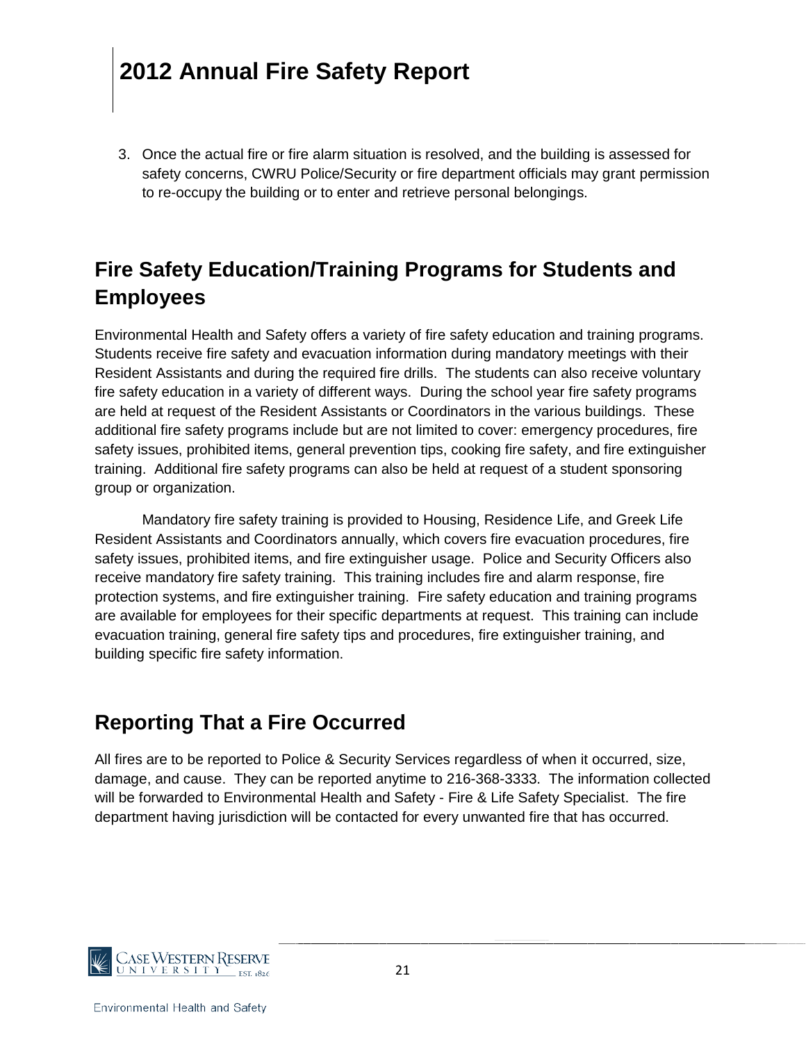3. Once the actual fire or fire alarm situation is resolved, and the building is assessed for safety concerns, CWRU Police/Security or fire department officials may grant permission to re-occupy the building or to enter and retrieve personal belongings.

## Fire Safety Education/Training Programs for Students and Employees

Environmental Health and Safety offers a variety of fire safety education and training programs. Students receive fire safety and evacuation information during mandatory meetings with their Resident Assistants and during the required fire drills. The students can also receive voluntary fire safety education in a variety of different ways. During the school year fire safety programs are held at request of the Resident Assistants or Coordinators in the various buildings. These additional fire safety programs include but are not limited to cover: emergency procedures, fire safety issues, prohibited items, general prevention tips, cooking fire safety, and fire extinguisher training. Additional fire safety programs can also be held at request of a student sponsoring group or organization.

Mandatory fire safety training is provided to Housing, Residence Life, and Greek Life Resident Assistants and Coordinators annually, which covers fire evacuation procedures, fire safety issues, prohibited items, and fire extinguisher usage. Police and Security Officers also receive mandatory fire safety training. This training includes fire and alarm response, fire protection systems, and fire extinguisher training. Fire safety education and training programs are available for employees for their specific departments at request. This training can include evacuation training, general fire safety tips and procedures, fire extinguisher training, and building specific fire safety information.

## Reporting That a Fire Occurred

All fires are to be reported to Police & Security Services regardless of when it occurred, size, damage, and cause. They can be reported anytime to 216-368-3333. The information collected will be forwarded to Environmental Health and Safety - Fire & Life Safety Specialist. The fire department having jurisdiction will be contacted for every unwanted fire that has occurred.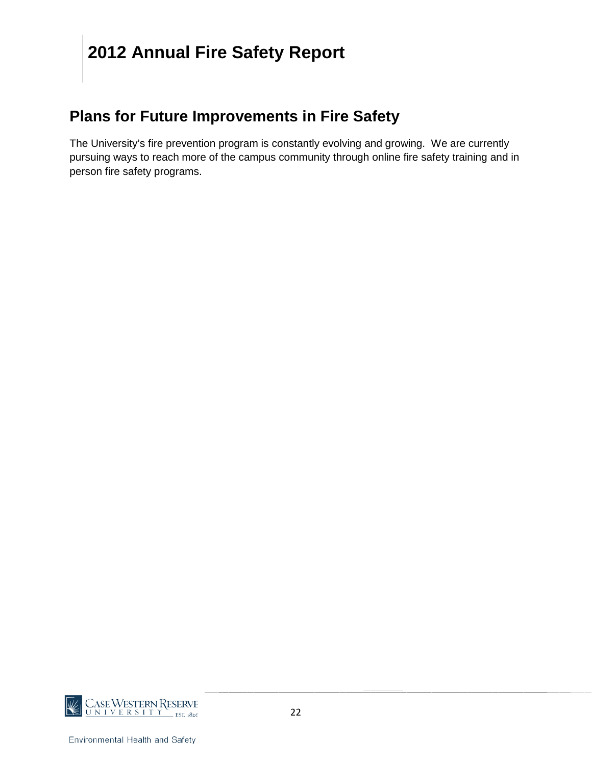## Plans for Future Improvements in Fire Safety

The University's fire prevention program is constantly evolving and growing. We are currently pursuing ways to reach more of the campus community through online fire safety training and in person fire safety programs.